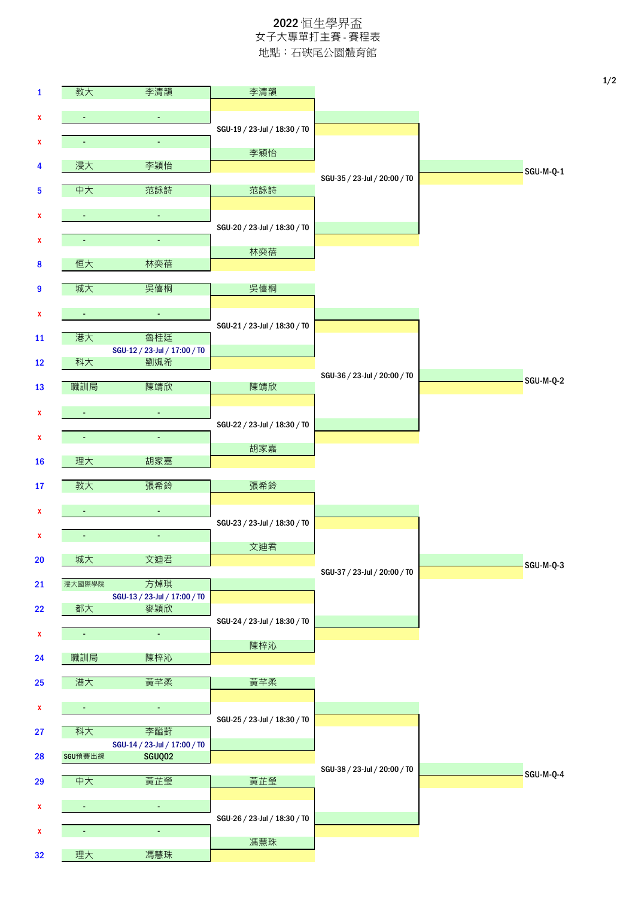# 2022 恒生學界盃

## 女子大專單打主賽 - 賽程表

地點：石硤尾公園體育館

| 籤號 | 院校 | 選手 | 第一圈 | 第二圈 | 第三圈 | 晉級 |
|---|---|---|---|---|---|---|
| 1 | 教大 | 李清韻 | 李清韻 | | | |
| x | - | - | SGU-19 / 23-Jul / 18:30 / T0 | | | |
| x | - | - | | | | |
| 4 | 浸大 | 李穎怡 | 李穎怡 | SGU-35 / 23-Jul / 20:00 / T0 | | SGU-M-Q-1 |
| 5 | 中大 | 范詠詩 | 范詠詩 | | | |
| x | - | - | SGU-20 / 23-Jul / 18:30 / T0 | | | |
| x | - | - | | | | |
| 8 | 恒大 | 林奕蓓 | 林奕蓓 | | | |
| 9 | 城大 | 吳僖桐 | 吳僖桐 | | | |
| x | - | - | SGU-21 / 23-Jul / 18:30 / T0 | | | |
| 11 | 港大 | 魯桂廷 | SGU-12 / 23-Jul / 17:00 / T0 | | | |
| 12 | 科大 | 劉姵希 | | SGU-36 / 23-Jul / 20:00 / T0 | | SGU-M-Q-2 |
| 13 | 職訓局 | 陳靖欣 | 陳靖欣 | | | |
| x | - | - | SGU-22 / 23-Jul / 18:30 / T0 | | | |
| x | - | - | | | | |
| 16 | 理大 | 胡家嘉 | 胡家嘉 | | | |
| 17 | 教大 | 張希鈴 | 張希鈴 | | | |
| x | - | - | SGU-23 / 23-Jul / 18:30 / T0 | | | |
| x | - | - | | | | |
| 20 | 城大 | 文迪君 | 文迪君 | SGU-37 / 23-Jul / 20:00 / T0 | | SGU-M-Q-3 |
| 21 | 浸大國際學院 | 方焯琪 | SGU-13 / 23-Jul / 17:00 / T0 | | | |
| 22 | 都大 | 麥穎欣 | SGU-24 / 23-Jul / 18:30 / T0 | | | |
| x | - | - | | | | |
| 24 | 職訓局 | 陳梓沁 | 陳梓沁 | | | |
| 25 | 港大 | 黃芊柔 | 黃芊柔 | | | |
| x | - | - | SGU-25 / 23-Jul / 18:30 / T0 | | | |
| 27 | 科大 | 李齡葑 | SGU-14 / 23-Jul / 17:00 / T0 | | | |
| 28 | SGU預賽出線 | SGUQ02 | | SGU-38 / 23-Jul / 20:00 / T0 | | SGU-M-Q-4 |
| 29 | 中大 | 黃芷瑩 | 黃芷瑩 | | | |
| x | - | - | SGU-26 / 23-Jul / 18:30 / T0 | | | |
| x | - | - | | | | |
| 32 | 理大 | 馮慧珠 | 馮慧珠 | | | |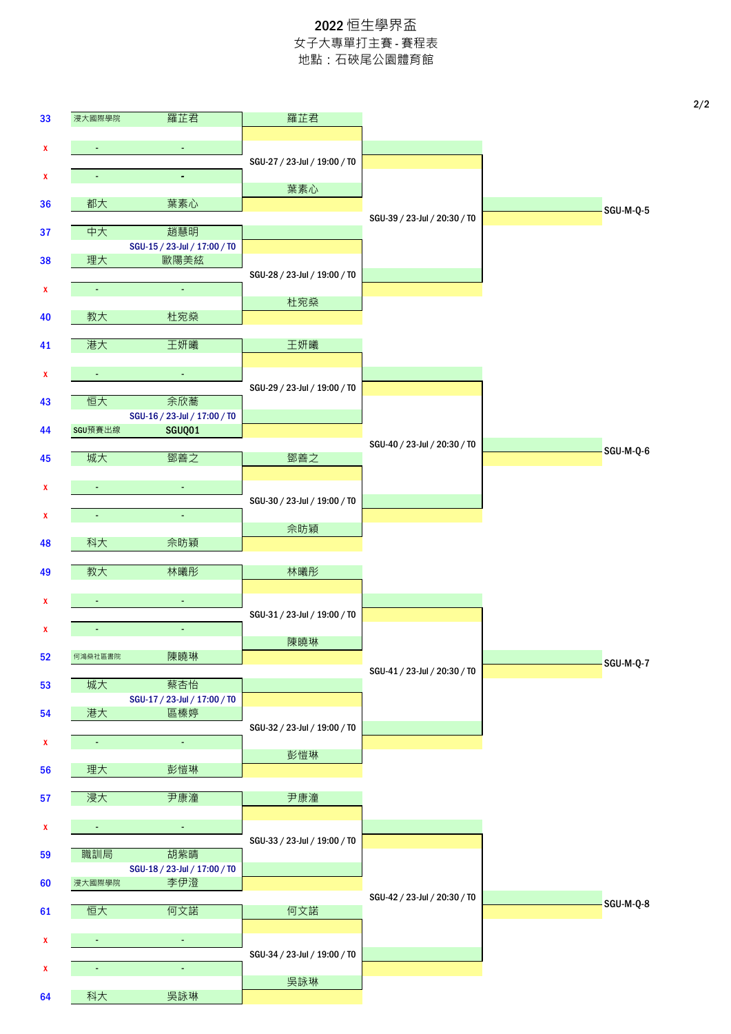# 2022 恒生學界盃

女子大專單打主賽 - 賽程表

地點：石硤尾公園體育館

| No. | 院校 | 球員 | 第一輪 | 第二輪 | 第三輪 |
|---|---|---|---|---|---|
| 33 | 浸大國際學院 | 羅芷君 | 羅芷君 | | |
| x | - | - | SGU-27 / 23-Jul / 19:00 / T0 | | |
| x | - | - | 葉素心 | | |
| 36 | 都大 | 葉素心 | | SGU-39 / 23-Jul / 20:30 / T0 | SGU-M-Q-5 |
| 37 | 中大 | 趙慧明 | | | |
| | SGU-15 / 23-Jul / 17:00 / T0 | | | | |
| 38 | 理大 | 歐陽美紘 | SGU-28 / 23-Jul / 19:00 / T0 | | |
| x | - | - | 杜宛燊 | | |
| 40 | 教大 | 杜宛燊 | | | |
| 41 | 港大 | 王妍曦 | 王妍曦 | | |
| x | - | - | SGU-29 / 23-Jul / 19:00 / T0 | | |
| 43 | 恒大 | 余欣蕎 | | | |
| | SGU-16 / 23-Jul / 17:00 / T0 | | | | |
| 44 | SGU預賽出線 | SGUQ01 | | SGU-40 / 23-Jul / 20:30 / T0 | SGU-M-Q-6 |
| 45 | 城大 | 鄧善之 | 鄧善之 | | |
| x | - | - | SGU-30 / 23-Jul / 19:00 / T0 | | |
| x | - | - | 余昉穎 | | |
| 48 | 科大 | 余昉穎 | | | |
| 49 | 教大 | 林曦彤 | 林曦彤 | | |
| x | - | - | SGU-31 / 23-Jul / 19:00 / T0 | | |
| x | - | - | 陳曉琳 | | |
| 52 | 何鴻燊社區書院 | 陳曉琳 | | SGU-41 / 23-Jul / 20:30 / T0 | SGU-M-Q-7 |
| 53 | 城大 | 蔡杏怡 | | | |
| | SGU-17 / 23-Jul / 17:00 / T0 | | | | |
| 54 | 港大 | 區榛婷 | SGU-32 / 23-Jul / 19:00 / T0 | | |
| x | - | - | 彭愷琳 | | |
| 56 | 理大 | 彭愷琳 | | | |
| 57 | 浸大 | 尹康潼 | 尹康潼 | | |
| x | - | - | SGU-33 / 23-Jul / 19:00 / T0 | | |
| 59 | 職訓局 | 胡紫晴 | | | |
| | SGU-18 / 23-Jul / 17:00 / T0 | | | | |
| 60 | 浸大國際學院 | 李伊澄 | | SGU-42 / 23-Jul / 20:30 / T0 | SGU-M-Q-8 |
| 61 | 恒大 | 何文諾 | 何文諾 | | |
| x | - | - | SGU-34 / 23-Jul / 19:00 / T0 | | |
| x | - | - | 吳詠琳 | | |
| 64 | 科大 | 吳詠琳 | | | |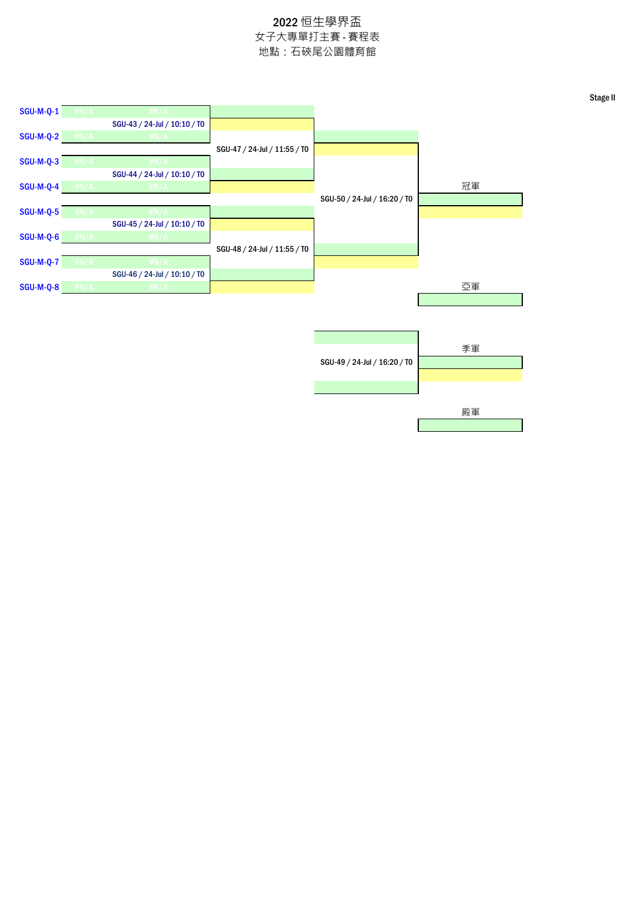# 2022 恒生學界盃

## 女子大專單打主賽 - 賽程表

## 地點：石硤尾公園體育館

Stage II

SGU-M-Q-1 #N/A #N/A

SGU-43 / 24-Jul / 10:10 / T0

SGU-M-Q-2 #N/A #N/A

SGU-47 / 24-Jul / 11:55 / T0

SGU-M-Q-3 #N/A #N/A

SGU-44 / 24-Jul / 10:10 / T0

SGU-M-Q-4 #N/A #N/A

冠軍

SGU-50 / 24-Jul / 16:20 / T0

SGU-M-Q-5 #N/A #N/A

SGU-45 / 24-Jul / 10:10 / T0

SGU-M-Q-6 #N/A #N/A

SGU-48 / 24-Jul / 11:55 / T0

SGU-M-Q-7 #N/A #N/A

SGU-46 / 24-Jul / 10:10 / T0

SGU-M-Q-8 #N/A #N/A

亞軍

季軍

SGU-49 / 24-Jul / 16:20 / T0

殿軍